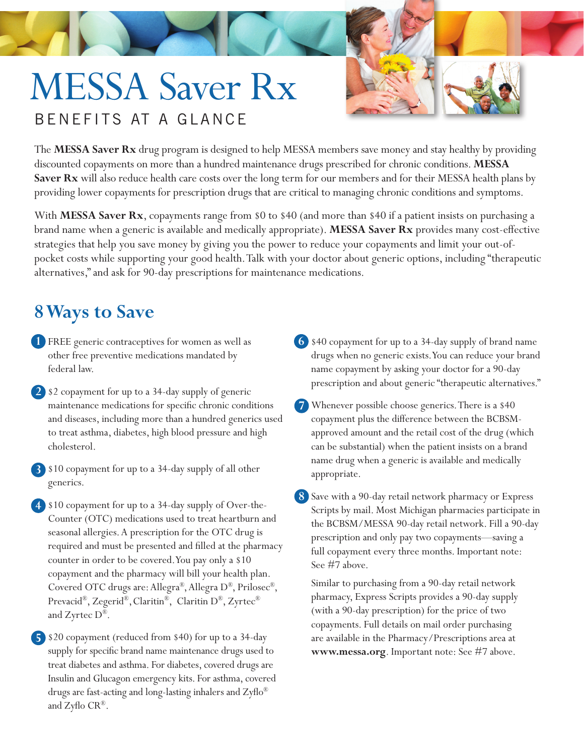# MESSA Saver Rx

## BENEFITS AT A GLANCE

The **MESSA Saver Rx** drug program is designed to help MESSA members save money and stay healthy by providing discounted copayments on more than a hundred maintenance drugs prescribed for chronic conditions. **MESSA Saver Rx** will also reduce health care costs over the long term for our members and for their MESSA health plans by providing lower copayments for prescription drugs that are critical to managing chronic conditions and symptoms.

With **MESSA Saver Rx**, copayments range from $0 to $40 (and more than $40 if a patient insists on purchasing a brand name when a generic is available and medically appropriate). **MESSA Saver Rx** provides many cost-effective strategies that help you save money by giving you the power to reduce your copayments and limit your out-of-pocket costs while supporting your good health. Talk with your doctor about generic options, including "therapeutic alternatives," and ask for 90-day prescriptions for maintenance medications.

## 8 Ways to Save

1. FREE generic contraceptives for women as well as other free preventive medications mandated by federal law.

2. $2 copayment for up to a 34-day supply of generic maintenance medications for specific chronic conditions and diseases, including more than a hundred generics used to treat asthma, diabetes, high blood pressure and high cholesterol.

3. $10 copayment for up to a 34-day supply of all other generics.

4. $10 copayment for up to a 34-day supply of Over-the-Counter (OTC) medications used to treat heartburn and seasonal allergies. A prescription for the OTC drug is required and must be presented and filled at the pharmacy counter in order to be covered. You pay only a $10 copayment and the pharmacy will bill your health plan. Covered OTC drugs are: Allegra®, Allegra D®, Prilosec®, Prevacid®, Zegerid®, Claritin®, Claritin D®, Zyrtec® and Zyrtec D®.

5. $20 copayment (reduced from $40) for up to a 34-day supply for specific brand name maintenance drugs used to treat diabetes and asthma. For diabetes, covered drugs are Insulin and Glucagon emergency kits. For asthma, covered drugs are fast-acting and long-lasting inhalers and Zyflo® and Zyflo CR®.

6. $40 copayment for up to a 34-day supply of brand name drugs when no generic exists. You can reduce your brand name copayment by asking your doctor for a 90-day prescription and about generic "therapeutic alternatives."

7. Whenever possible choose generics. There is a $40 copayment plus the difference between the BCBSM-approved amount and the retail cost of the drug (which can be substantial) when the patient insists on a brand name drug when a generic is available and medically appropriate.

8. Save with a 90-day retail network pharmacy or Express Scripts by mail. Most Michigan pharmacies participate in the BCBSM/MESSA 90-day retail network. Fill a 90-day prescription and only pay two copayments—saving a full copayment every three months. Important note: See #7 above.

   Similar to purchasing from a 90-day retail network pharmacy, Express Scripts provides a 90-day supply (with a 90-day prescription) for the price of two copayments. Full details on mail order purchasing are available in the Pharmacy/Prescriptions area at **www.messa.org**. Important note: See #7 above.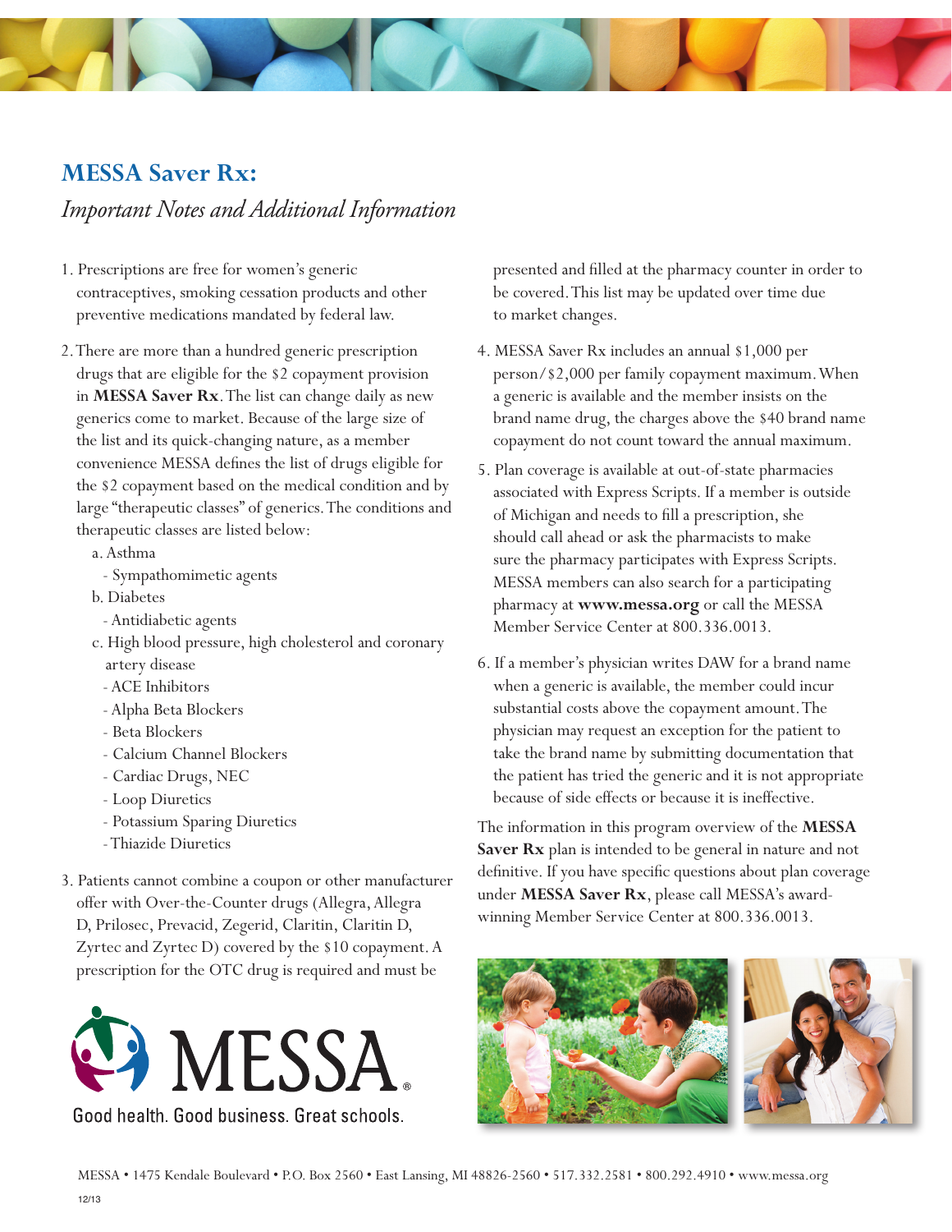## MESSA Saver Rx:

*Important Notes and Additional Information*

1. Prescriptions are free for women's generic contraceptives, smoking cessation products and other preventive medications mandated by federal law.

2. There are more than a hundred generic prescription drugs that are eligible for the $2 copayment provision in **MESSA Saver Rx**. The list can change daily as new generics come to market. Because of the large size of the list and its quick-changing nature, as a member convenience MESSA defines the list of drugs eligible for the $2 copayment based on the medical condition and by large "therapeutic classes" of generics. The conditions and therapeutic classes are listed below:
   a. Asthma
      - Sympathomimetic agents
   b. Diabetes
      - Antidiabetic agents
   c. High blood pressure, high cholesterol and coronary artery disease
      - ACE Inhibitors
      - Alpha Beta Blockers
      - Beta Blockers
      - Calcium Channel Blockers
      - Cardiac Drugs, NEC
      - Loop Diuretics
      - Potassium Sparing Diuretics
      - Thiazide Diuretics

3. Patients cannot combine a coupon or other manufacturer offer with Over-the-Counter drugs (Allegra, Allegra D, Prilosec, Prevacid, Zegerid, Claritin, Claritin D, Zyrtec and Zyrtec D) covered by the $10 copayment. A prescription for the OTC drug is required and must be presented and filled at the pharmacy counter in order to be covered. This list may be updated over time due to market changes.

4. MESSA Saver Rx includes an annual $1,000 per person/$2,000 per family copayment maximum. When a generic is available and the member insists on the brand name drug, the charges above the $40 brand name copayment do not count toward the annual maximum.

5. Plan coverage is available at out-of-state pharmacies associated with Express Scripts. If a member is outside of Michigan and needs to fill a prescription, she should call ahead or ask the pharmacists to make sure the pharmacy participates with Express Scripts. MESSA members can also search for a participating pharmacy at **www.messa.org** or call the MESSA Member Service Center at 800.336.0013.

6. If a member's physician writes DAW for a brand name when a generic is available, the member could incur substantial costs above the copayment amount. The physician may request an exception for the patient to take the brand name by submitting documentation that the patient has tried the generic and it is not appropriate because of side effects or because it is ineffective.

The information in this program overview of the **MESSA Saver Rx** plan is intended to be general in nature and not definitive. If you have specific questions about plan coverage under **MESSA Saver Rx**, please call MESSA's award-winning Member Service Center at 800.336.0013.

MESSA®

Good health. Good business. Great schools.

MESSA • 1475 Kendale Boulevard • P.O. Box 2560 • East Lansing, MI 48826-2560 • 517.332.2581 • 800.292.4910 • www.messa.org

12/13